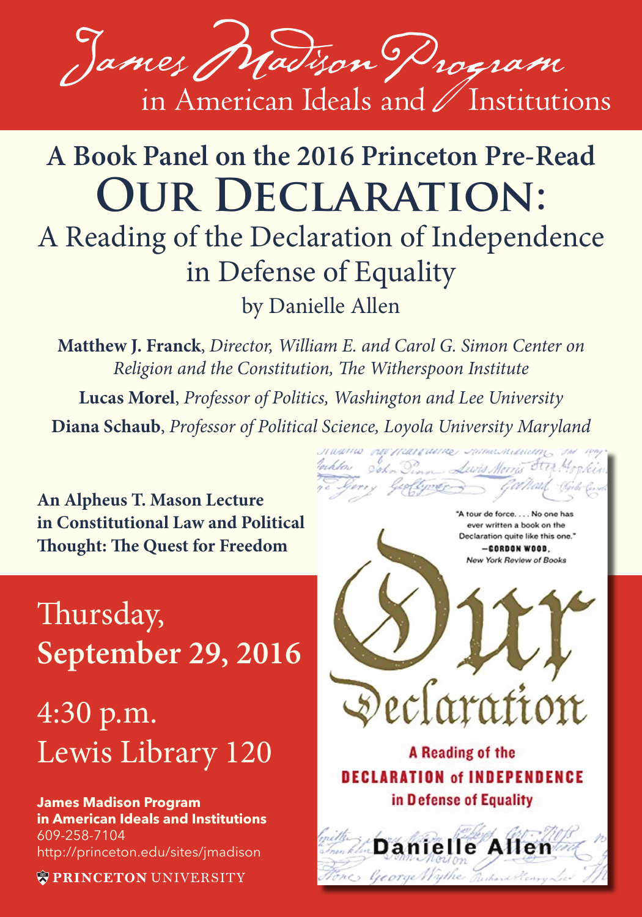# James Madison Program in American Ideals and Institutions

## A Book Panel on the 2016 Princeton Pre-Read

# OUR DECLARATION:

## A Reading of the Declaration of Independence in Defense of Equality

by Danielle Allen

**Matthew J. Franck**, *Director, William E. and Carol G. Simon Center on Religion and the Constitution, The Witherspoon Institute*

**Lucas Morel**, *Professor of Politics, Washington and Lee University*

**Diana Schaub**, *Professor of Political Science, Loyola University Maryland*

**An Alpheus T. Mason Lecture in Constitutional Law and Political Thought: The Quest for Freedom**

Thursday, **September 29, 2016**

4:30 p.m.
Lewis Library 120

**James Madison Program in American Ideals and Institutions**
609-258-7104
http://princeton.edu/sites/jmadison

PRINCETON UNIVERSITY

"A tour de force. . . . No one has ever written a book on the Declaration quite like this one."
—GORDON WOOD, *New York Review of Books*

Our Declaration

A Reading of the DECLARATION of INDEPENDENCE in Defense of Equality

Danielle Allen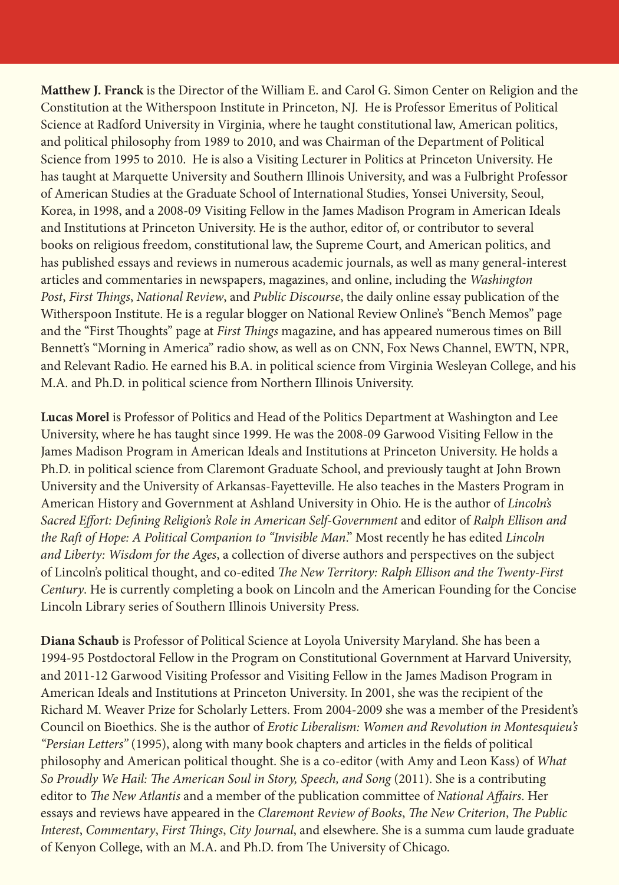**Matthew J. Franck** is the Director of the William E. and Carol G. Simon Center on Religion and the Constitution at the Witherspoon Institute in Princeton, NJ. He is Professor Emeritus of Political Science at Radford University in Virginia, where he taught constitutional law, American politics, and political philosophy from 1989 to 2010, and was Chairman of the Department of Political Science from 1995 to 2010. He is also a Visiting Lecturer in Politics at Princeton University. He has taught at Marquette University and Southern Illinois University, and was a Fulbright Professor of American Studies at the Graduate School of International Studies, Yonsei University, Seoul, Korea, in 1998, and a 2008-09 Visiting Fellow in the James Madison Program in American Ideals and Institutions at Princeton University. He is the author, editor of, or contributor to several books on religious freedom, constitutional law, the Supreme Court, and American politics, and has published essays and reviews in numerous academic journals, as well as many general-interest articles and commentaries in newspapers, magazines, and online, including the *Washington Post*, *First Things*, *National Review*, and *Public Discourse*, the daily online essay publication of the Witherspoon Institute. He is a regular blogger on National Review Online's "Bench Memos" page and the "First Thoughts" page at *First Things* magazine, and has appeared numerous times on Bill Bennett's "Morning in America" radio show, as well as on CNN, Fox News Channel, EWTN, NPR, and Relevant Radio. He earned his B.A. in political science from Virginia Wesleyan College, and his M.A. and Ph.D. in political science from Northern Illinois University.

**Lucas Morel** is Professor of Politics and Head of the Politics Department at Washington and Lee University, where he has taught since 1999. He was the 2008-09 Garwood Visiting Fellow in the James Madison Program in American Ideals and Institutions at Princeton University. He holds a Ph.D. in political science from Claremont Graduate School, and previously taught at John Brown University and the University of Arkansas-Fayetteville. He also teaches in the Masters Program in American History and Government at Ashland University in Ohio. He is the author of *Lincoln's Sacred Effort: Defining Religion's Role in American Self-Government* and editor of *Ralph Ellison and the Raft of Hope: A Political Companion to "Invisible Man*." Most recently he has edited *Lincoln and Liberty: Wisdom for the Ages*, a collection of diverse authors and perspectives on the subject of Lincoln's political thought, and co-edited *The New Territory: Ralph Ellison and the Twenty-First Century*. He is currently completing a book on Lincoln and the American Founding for the Concise Lincoln Library series of Southern Illinois University Press.

**Diana Schaub** is Professor of Political Science at Loyola University Maryland. She has been a 1994-95 Postdoctoral Fellow in the Program on Constitutional Government at Harvard University, and 2011-12 Garwood Visiting Professor and Visiting Fellow in the James Madison Program in American Ideals and Institutions at Princeton University. In 2001, she was the recipient of the Richard M. Weaver Prize for Scholarly Letters. From 2004-2009 she was a member of the President's Council on Bioethics. She is the author of *Erotic Liberalism: Women and Revolution in Montesquieu's "Persian Letters"* (1995), along with many book chapters and articles in the fields of political philosophy and American political thought. She is a co-editor (with Amy and Leon Kass) of *What So Proudly We Hail: The American Soul in Story, Speech, and Song* (2011). She is a contributing editor to *The New Atlantis* and a member of the publication committee of *National Affairs*. Her essays and reviews have appeared in the *Claremont Review of Books*, *The New Criterion*, *The Public Interest*, *Commentary*, *First Things*, *City Journal*, and elsewhere. She is a summa cum laude graduate of Kenyon College, with an M.A. and Ph.D. from The University of Chicago.